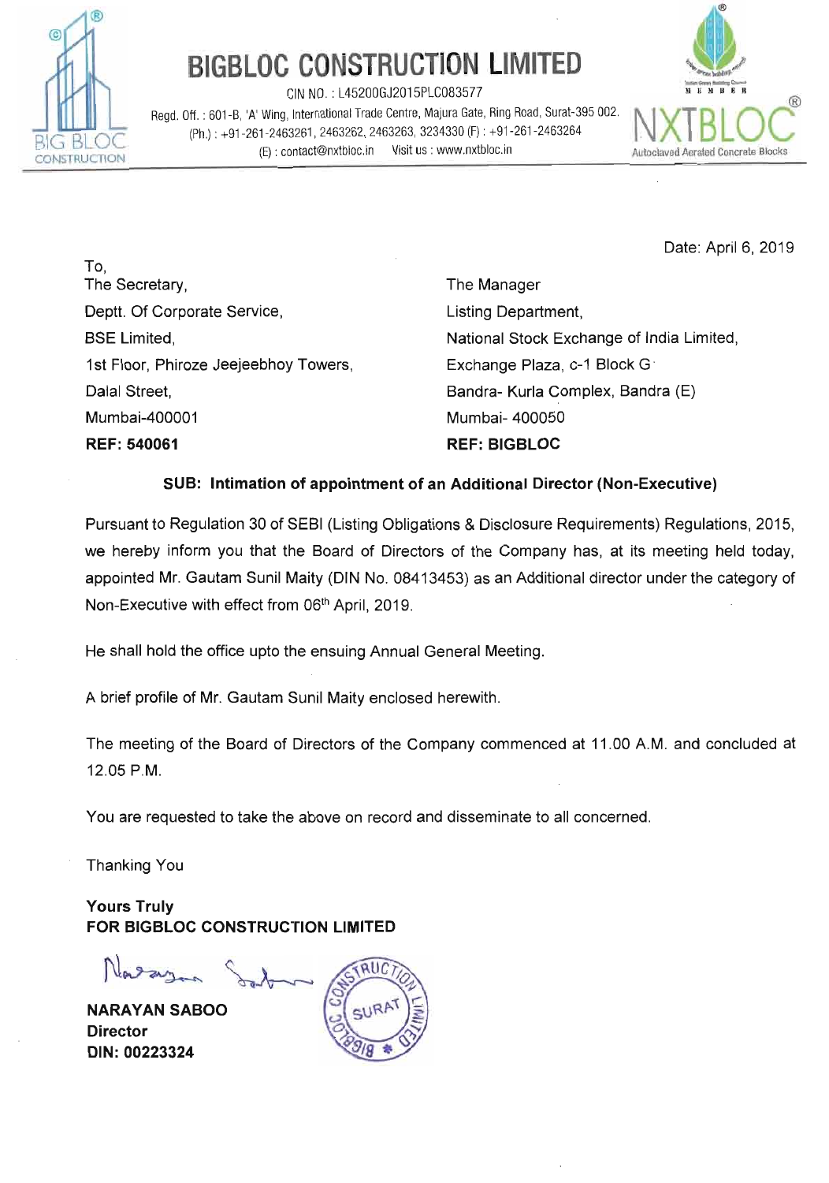# BIGBLOC CONSTRUCTION LIMITED

CIN NO. : L45200GJ2015PLC083577

Regd. Off. : 601-B, 'A' Wing, International Trade Centre, Majura Gate, Ring Road, Surat-395 002.

(Ph.) : +91-261-2463261, 2463262, 2463263, 3234330 (F) : +91-261-2463264

(E) : contact@nxtbloc.in Visit us : www.nxtbloc.in

NXTBLOC® Autoclaved Aerated Concrete Blocks

Date: April 6, 2019

To,

The Secretary,
Deptt. Of Corporate Service,
BSE Limited,
1st Floor, Phiroze Jeejeebhoy Towers,
Dalal Street,
Mumbai-400001
**REF: 540061**

The Manager
Listing Department,
National Stock Exchange of India Limited,
Exchange Plaza, c-1 Block G
Bandra- Kurla Complex, Bandra (E)
Mumbai- 400050
**REF: BIGBLOC**

**SUB: Intimation of appointment of an Additional Director (Non-Executive)**

Pursuant to Regulation 30 of SEBI (Listing Obligations & Disclosure Requirements) Regulations, 2015, we hereby inform you that the Board of Directors of the Company has, at its meeting held today, appointed Mr. Gautam Sunil Maity (DIN No. 08413453) as an Additional director under the category of Non-Executive with effect from 06th April, 2019.

He shall hold the office upto the ensuing Annual General Meeting.

A brief profile of Mr. Gautam Sunil Maity enclosed herewith.

The meeting of the Board of Directors of the Company commenced at 11.00 A.M. and concluded at 12.05 P.M.

You are requested to take the above on record and disseminate to all concerned.

Thanking You

**Yours Truly**
**FOR BIGBLOC CONSTRUCTION LIMITED**

**NARAYAN SABOO**
**Director**
**DIN: 00223324**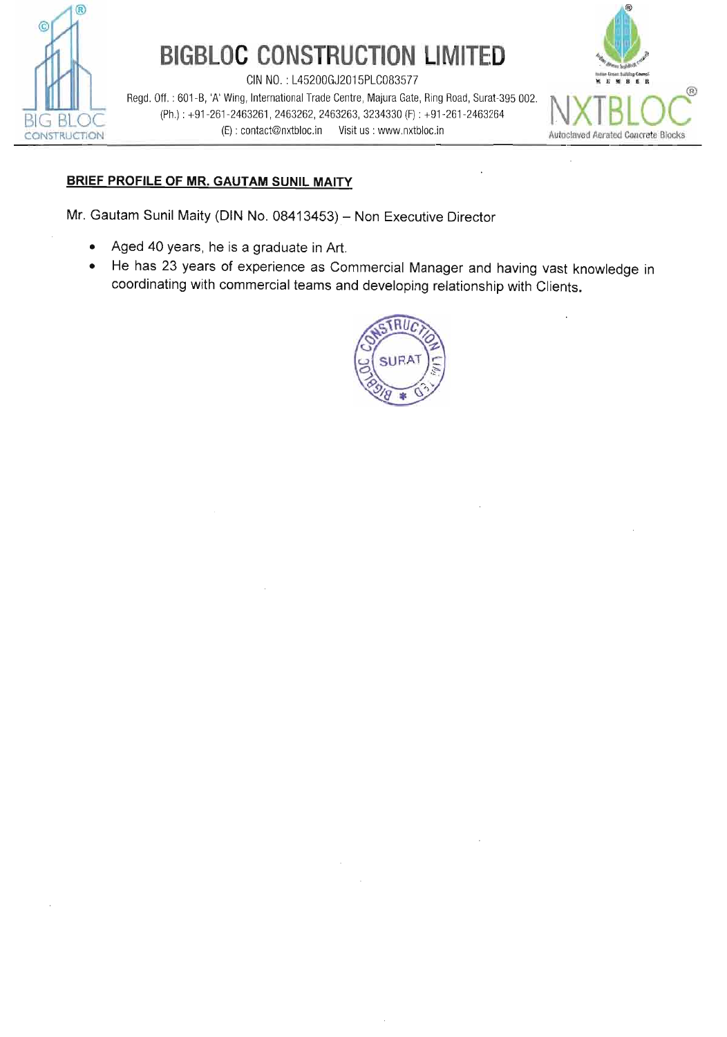# BIGBLOC CONSTRUCTION LIMITED

CIN NO. : L45200GJ2015PLC083577

Regd. Off. : 601-B, 'A' Wing, International Trade Centre, Majura Gate, Ring Road, Surat-395 002.
(Ph.) : +91-261-2463261, 2463262, 2463263, 3234330 (F) : +91-261-2463264
(E) : contact@nxtbloc.in Visit us : www.nxtbloc.in

**BRIEF PROFILE OF MR. GAUTAM SUNIL MAITY**

Mr. Gautam Sunil Maity (DIN No. 08413453) – Non Executive Director

- Aged 40 years, he is a graduate in Art.
- He has 23 years of experience as Commercial Manager and having vast knowledge in coordinating with commercial teams and developing relationship with Clients.